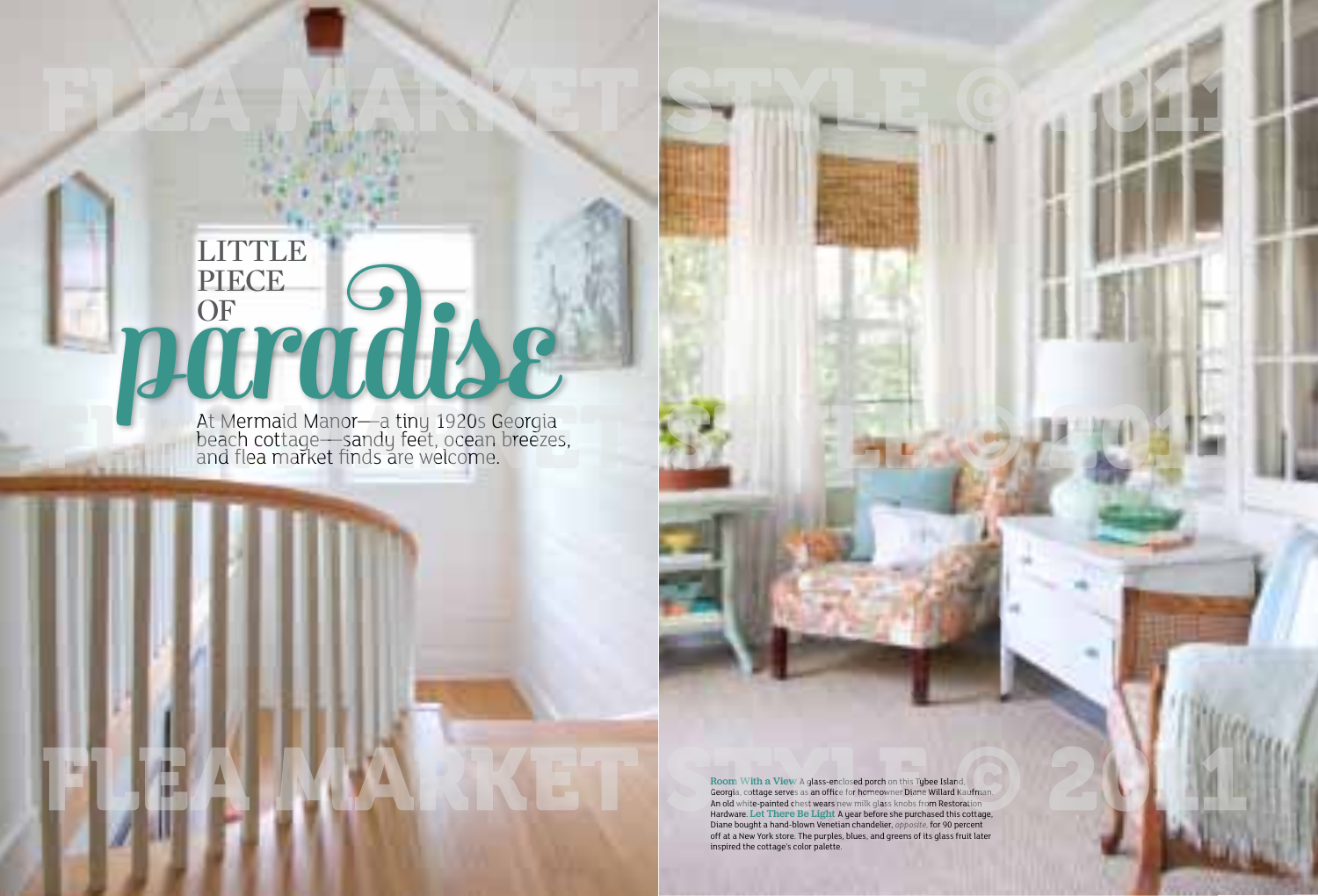# LITTLE PIECE OF *paradise*

At Mermaid Manor—a tiny 1920s Georgia beach cottage—sandy feet, ocean breezes, and flea market finds are welcome.

**Room With a View** A glass-enclosed porch on this Tybee Island, Georgia, cottage serves as an office for homeowner Diane Willard Kaufman. An old white-painted chest wears new milk glass knobs from Restoration Hardware. **Let There Be Light** A year before she purchased this cottage, Diane bought a hand-blown Venetian chandelier, *opposite,* for 90 percent off at a New York store. The purples, blues, and greens of its glass fruit later inspired the cottage's color palette.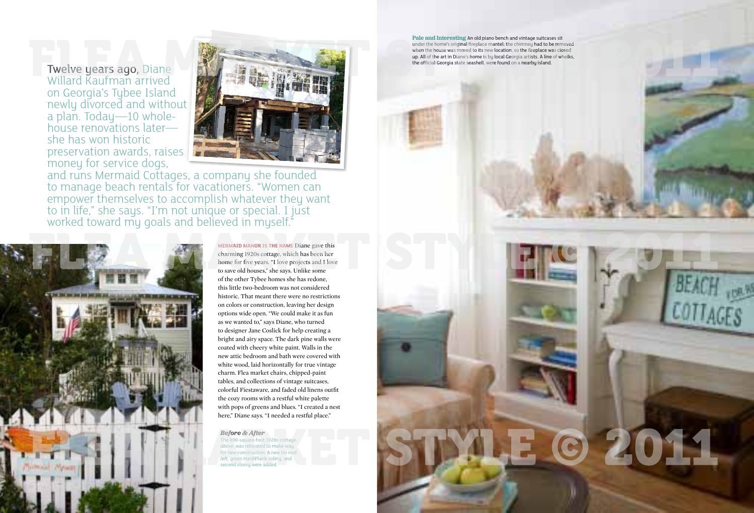Twelve years ago, Diane Willard Kaufman arrived on Georgia's Tybee Island newly divorced and without a plan. Today—10 whole-house renovations later—she has won historic preservation awards, raises money for service dogs, and runs Mermaid Cottages, a company she founded to manage beach rentals for vacationers. "Women can empower themselves to accomplish whatever they want to in life," she says. "I'm not unique or special. I just worked toward my goals and believed in myself."

**MERMAID MANOR IS THE NAME** Diane gave this charming 1920s cottage, which has been her home for five years. "I love projects and I love to save old houses," she says. Unlike some of the other Tybee homes she has redone, this little two-bedroom was not considered historic. That meant there were no restrictions on colors or construction, leaving her design options wide open. "We could make it as fun as we wanted to," says Diane, who turned to designer Jane Coslick for help creating a bright and airy space. The dark pine walls were coated with cheery white paint. Walls in the new attic bedroom and bath were covered with white wood, laid horizontally for true vintage charm. Flea market chairs, chipped-paint tables, and collections of vintage suitcases, colorful Fiestaware, and faded old linens outfit the cozy rooms with a restful white palette with pops of greens and blues. "I created a nest here," Diane says. "I needed a restful place."

***Before & After***
The 800-square-foot 1920s cottage, *above*, was relocated to make way for new construction. A new tin roof, *left*, green HardiPlank siding, and second storey were added.

**Pale and Interesting** An old piano bench and vintage suitcases sit under the home's original fireplace mantel; the chimney had to be removed when the house was moved to its new location, so the fireplace was closed up. All of the art in Diane's home is by local Georgia artists. A line of whelks, the official Georgia state seashell, were found on a nearby island.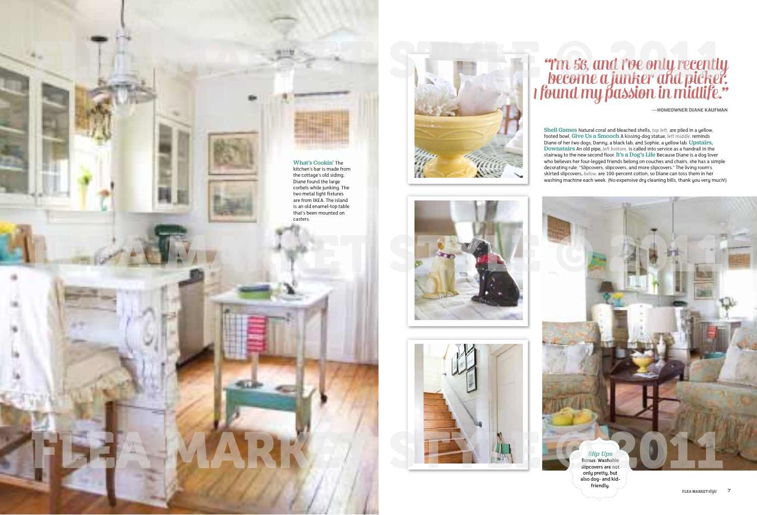**What's Cookin'** The kitchen's bar is made from the cottage's old siding; Diane found the large corbels while junking. The two metal light fixtures are from IKEA. The island is an old enamel-top table that's been mounted on casters.

# "I'm 56, and I've only recently become a junker and picker. I found my passion in midlife."

—HOMEOWNER DIANE KAUFMAN

**Shell Games** Natural coral and bleached shells, *top left,* are piled in a yellow, footed bowl. **Give Us a Smooch** A kissing-dog statue, *left middle,* reminds Diane of her two dogs, Danny, a black lab, and Sophie, a yellow lab. **Upstairs, Downstairs** An old pipe, *left bottom,* is called into service as a handrail in the stairway to the new second floor. **It's a Dog's Life** Because Diane is a dog lover who believes her four-legged friends belong on couches and chairs, she has a simple decorating rule: "Slipcovers, slipcovers, and more slipcovers." The living room's skirted slipcovers, *below,* are 100-percent cotton, so Diane can toss them in her washing machine each week. (No expensive dry cleaning bills, thank you very much!)

***Slip Ups***
Bonus: Washable slipcovers are not only pretty, but also dog- and kid-friendly.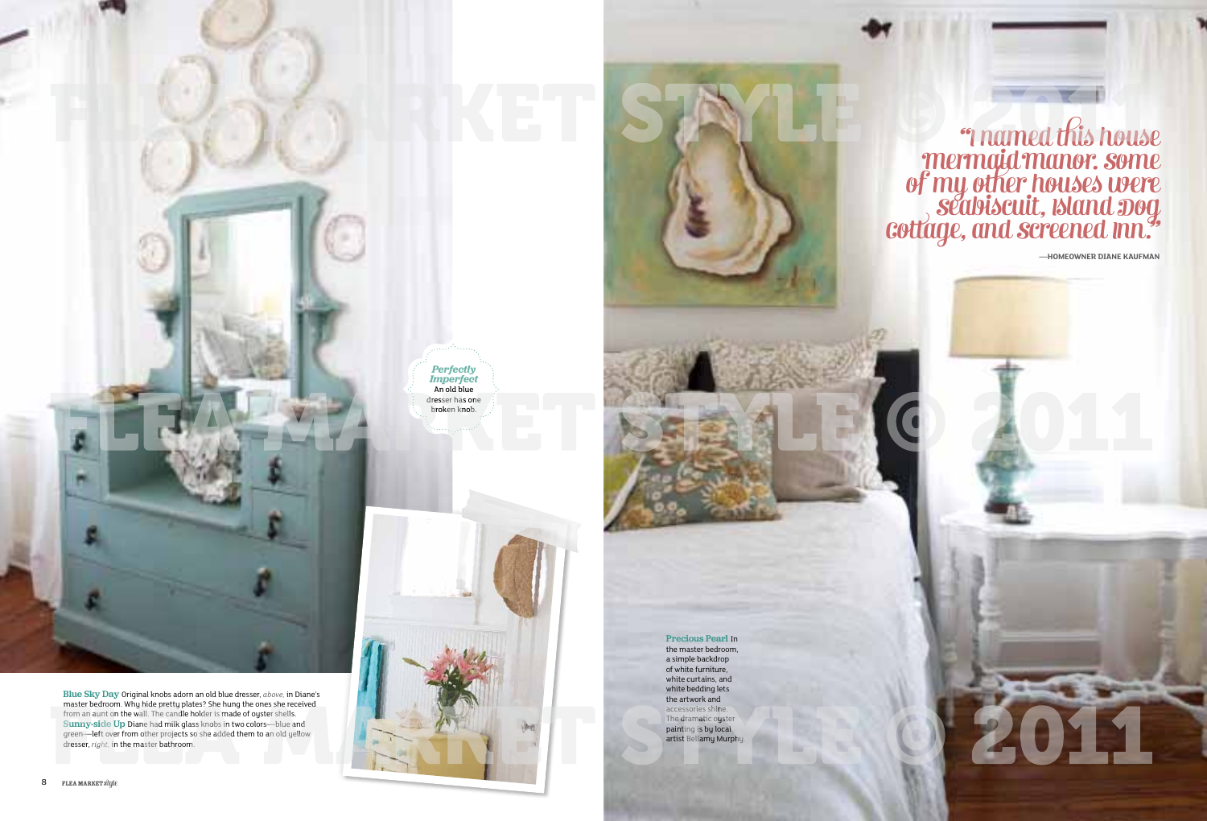"I named this house Mermaid Manor. Some of my other houses were Seabiscuit, Island Dog Cottage, and Screened Inn."

—HOMEOWNER DIANE KAUFMAN

***Perfectly Imperfect*** An old blue dresser has one broken knob.

**Blue Sky Day** Original knobs adorn an old blue dresser, *above,* in Diane's master bedroom. Why hide pretty plates? She hung the ones she received from an aunt on the wall. The candle holder is made of oyster shells. **Sunny-side Up** Diane had milk glass knobs in two colors—blue and green—left over from other projects so she added them to an old yellow dresser, *right,* in the master bathroom.

**Precious Pearl** In the master bedroom, a simple backdrop of white furniture, white curtains, and white bedding lets the artwork and accessories shine. The dramatic oyster painting is by local artist Bellamy Murphy.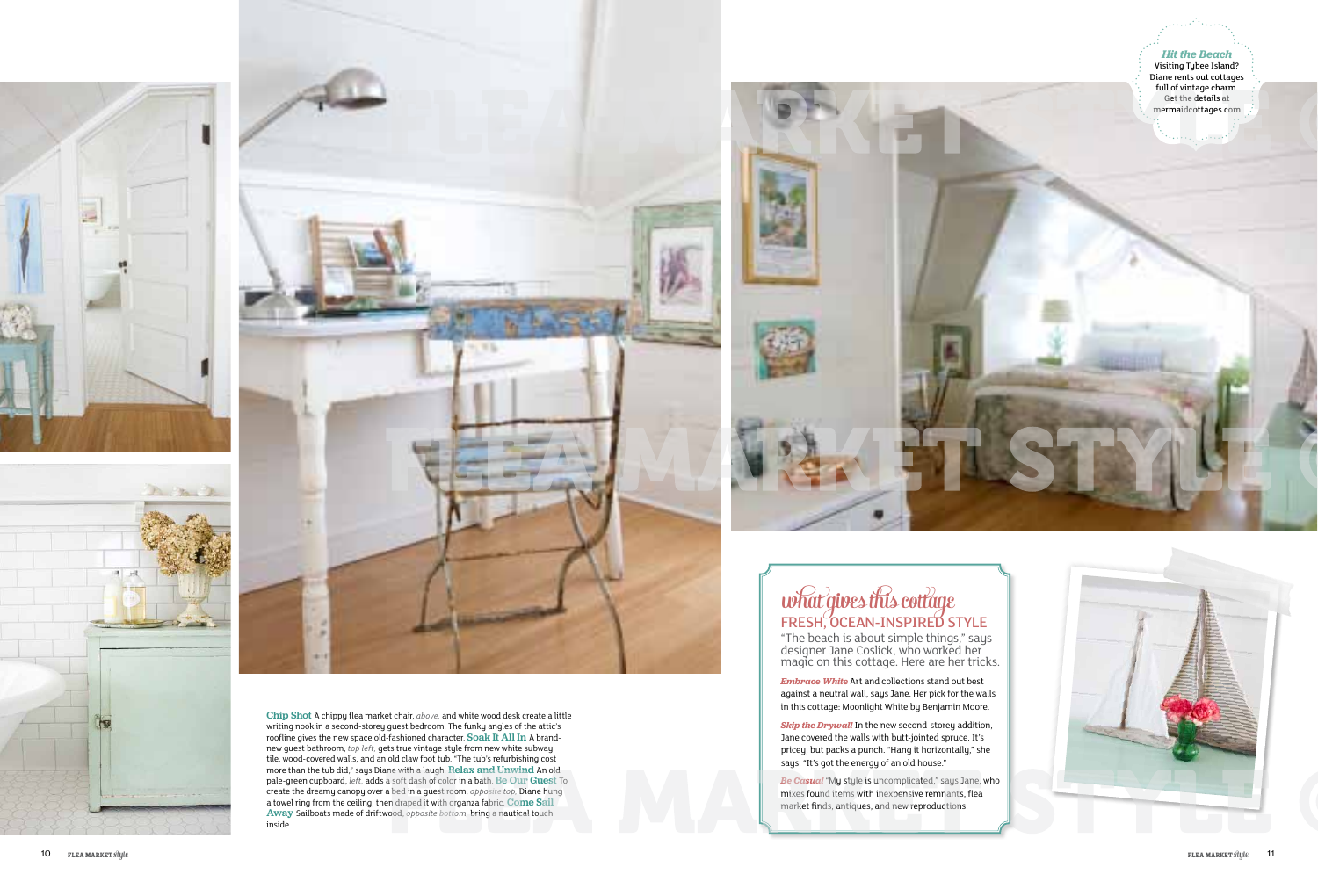*Hit the Beach*
Visiting Tybee Island? Diane rents out cottages full of vintage charm. Get the details at mermaidcottages.com

**Chip Shot** A chippy flea market chair, *above,* and white wood desk create a little writing nook in a second-storey guest bedroom. The funky angles of the attic's roofline gives the new space old-fashioned character. **Soak It All In** A brand-new guest bathroom, *top left,* gets true vintage style from new white subway tile, wood-covered walls, and an old claw foot tub. "The tub's refurbishing cost more than the tub did," says Diane with a laugh. **Relax and Unwind** An old pale-green cupboard, *left,* adds a soft dash of color in a bath. **Be Our Guest** To create the dreamy canopy over a bed in a guest room, *opposite top,* Diane hung a towel ring from the ceiling, then draped it with organza fabric. **Come Sail Away** Sailboats made of driftwood, *opposite bottom,* bring a nautical touch inside.

## *what gives this cottage* FRESH, OCEAN-INSPIRED STYLE

"The beach is about simple things," says designer Jane Coslick, who worked her magic on this cottage. Here are her tricks.

***Embrace White*** Art and collections stand out best against a neutral wall, says Jane. Her pick for the walls in this cottage: Moonlight White by Benjamin Moore.

***Skip the Drywall*** In the new second-storey addition, Jane covered the walls with butt-jointed spruce. It's pricey, but packs a punch. "Hang it horizontally," she says. "It's got the energy of an old house."

***Be Casual*** "My style is uncomplicated," says Jane, who mixes found items with inexpensive remnants, flea market finds, antiques, and new reproductions.